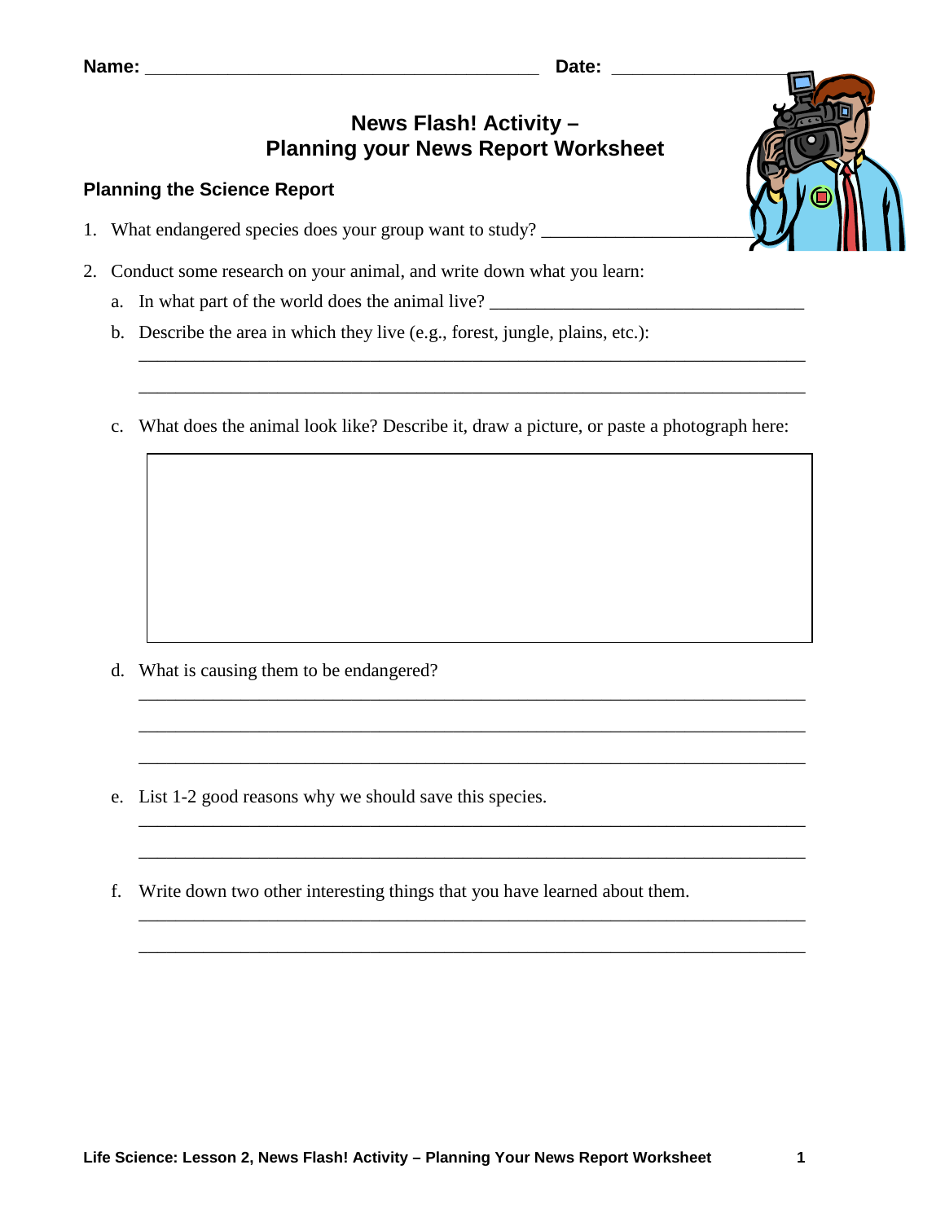Name: _______________________________________ Date: _________________

# News Flash! Activity – Planning your News Report Worksheet

## Planning the Science Report

1. What endangered species does your group want to study? ______________________

2. Conduct some research on your animal, and write down what you learn:

   a. In what part of the world does the animal live? __________________________________

   b. Describe the area in which they live (e.g., forest, jungle, plains, etc.):

   ____________________________________________________________________

   ____________________________________________________________________

   c. What does the animal look like? Describe it, draw a picture, or paste a photograph here:

   d. What is causing them to be endangered?

   ____________________________________________________________________

   ____________________________________________________________________

   ____________________________________________________________________

   e. List 1-2 good reasons why we should save this species.

   ____________________________________________________________________

   ____________________________________________________________________

   f. Write down two other interesting things that you have learned about them.

   ____________________________________________________________________

   ____________________________________________________________________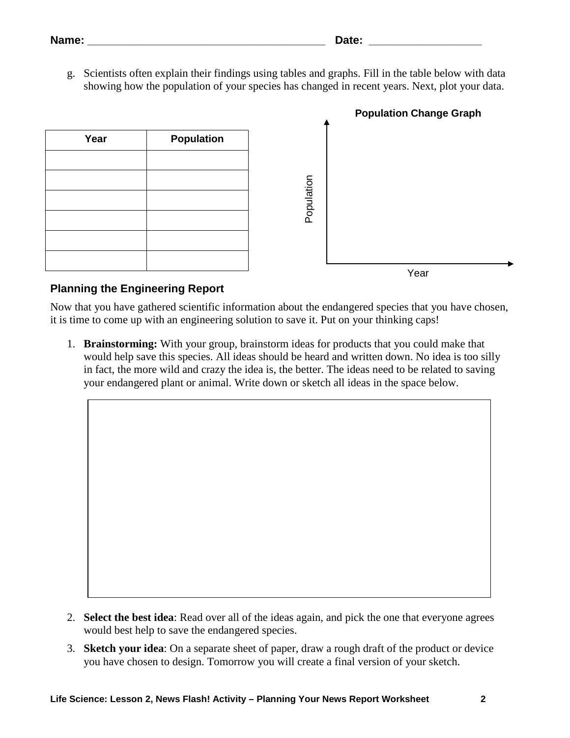Name: ________________________________________ Date: ___________________

g. Scientists often explain their findings using tables and graphs. Fill in the table below with data showing how the population of your species has changed in recent years. Next, plot your data.

| Year | Population |
|---|---|
| | |
| | |
| | |
| | |
| | |
| | |

**Population Change Graph**

Population

Year

### Planning the Engineering Report

Now that you have gathered scientific information about the endangered species that you have chosen, it is time to come up with an engineering solution to save it. Put on your thinking caps!

1. **Brainstorming:** With your group, brainstorm ideas for products that you could make that would help save this species. All ideas should be heard and written down. No idea is too silly in fact, the more wild and crazy the idea is, the better. The ideas need to be related to saving your endangered plant or animal. Write down or sketch all ideas in the space below.

2. **Select the best idea**: Read over all of the ideas again, and pick the one that everyone agrees would best help to save the endangered species.
3. **Sketch your idea**: On a separate sheet of paper, draw a rough draft of the product or device you have chosen to design. Tomorrow you will create a final version of your sketch.